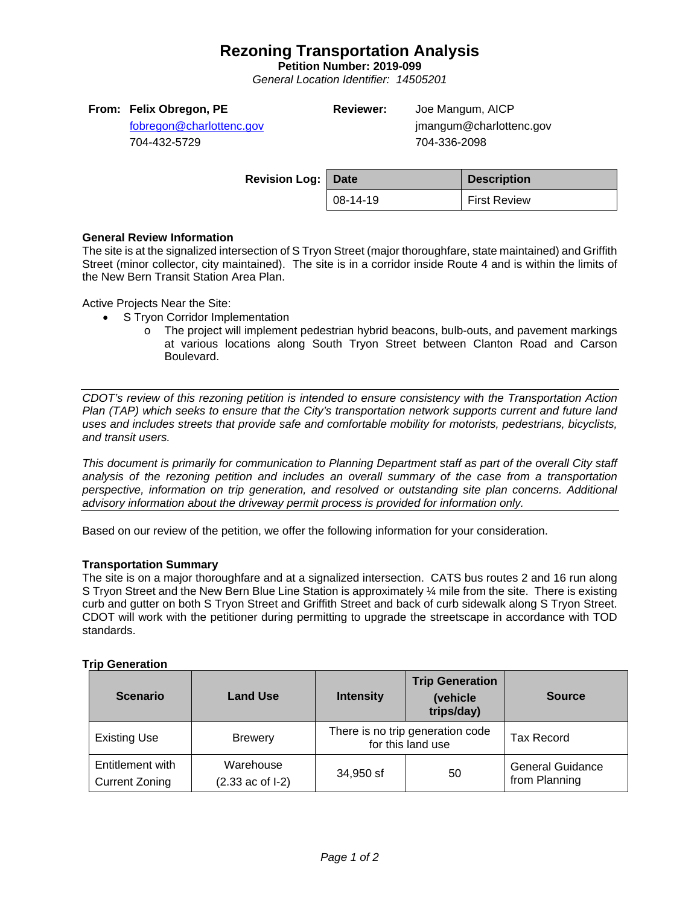# Rezoning Transportation Analysis

**Petition Number: 2019-099**

*General Location Identifier: 14505201*

**From:** **Felix Obregon, PE**
fobregon@charlottenc.gov
704-432-5729

**Reviewer:** Joe Mangum, AICP
jmangum@charlottenc.gov
704-336-2098

**Revision Log:**

| Date | Description |
|---|---|
| 08-14-19 | First Review |

### General Review Information

The site is at the signalized intersection of S Tryon Street (major thoroughfare, state maintained) and Griffith Street (minor collector, city maintained). The site is in a corridor inside Route 4 and is within the limits of the New Bern Transit Station Area Plan.

Active Projects Near the Site:

- S Tryon Corridor Implementation
  - The project will implement pedestrian hybrid beacons, bulb-outs, and pavement markings at various locations along South Tryon Street between Clanton Road and Carson Boulevard.

---

*CDOT's review of this rezoning petition is intended to ensure consistency with the Transportation Action Plan (TAP) which seeks to ensure that the City's transportation network supports current and future land uses and includes streets that provide safe and comfortable mobility for motorists, pedestrians, bicyclists, and transit users.*

*This document is primarily for communication to Planning Department staff as part of the overall City staff analysis of the rezoning petition and includes an overall summary of the case from a transportation perspective, information on trip generation, and resolved or outstanding site plan concerns. Additional advisory information about the driveway permit process is provided for information only.*

---

Based on our review of the petition, we offer the following information for your consideration.

### Transportation Summary

The site is on a major thoroughfare and at a signalized intersection. CATS bus routes 2 and 16 run along S Tryon Street and the New Bern Blue Line Station is approximately ¼ mile from the site. There is existing curb and gutter on both S Tryon Street and Griffith Street and back of curb sidewalk along S Tryon Street. CDOT will work with the petitioner during permitting to upgrade the streetscape in accordance with TOD standards.

### Trip Generation

| Scenario | Land Use | Intensity | Trip Generation (vehicle trips/day) | Source |
|---|---|---|---|---|
| Existing Use | Brewery | There is no trip generation code for this land use | | Tax Record |
| Entitlement with Current Zoning | Warehouse (2.33 ac of I-2) | 34,950 sf | 50 | General Guidance from Planning |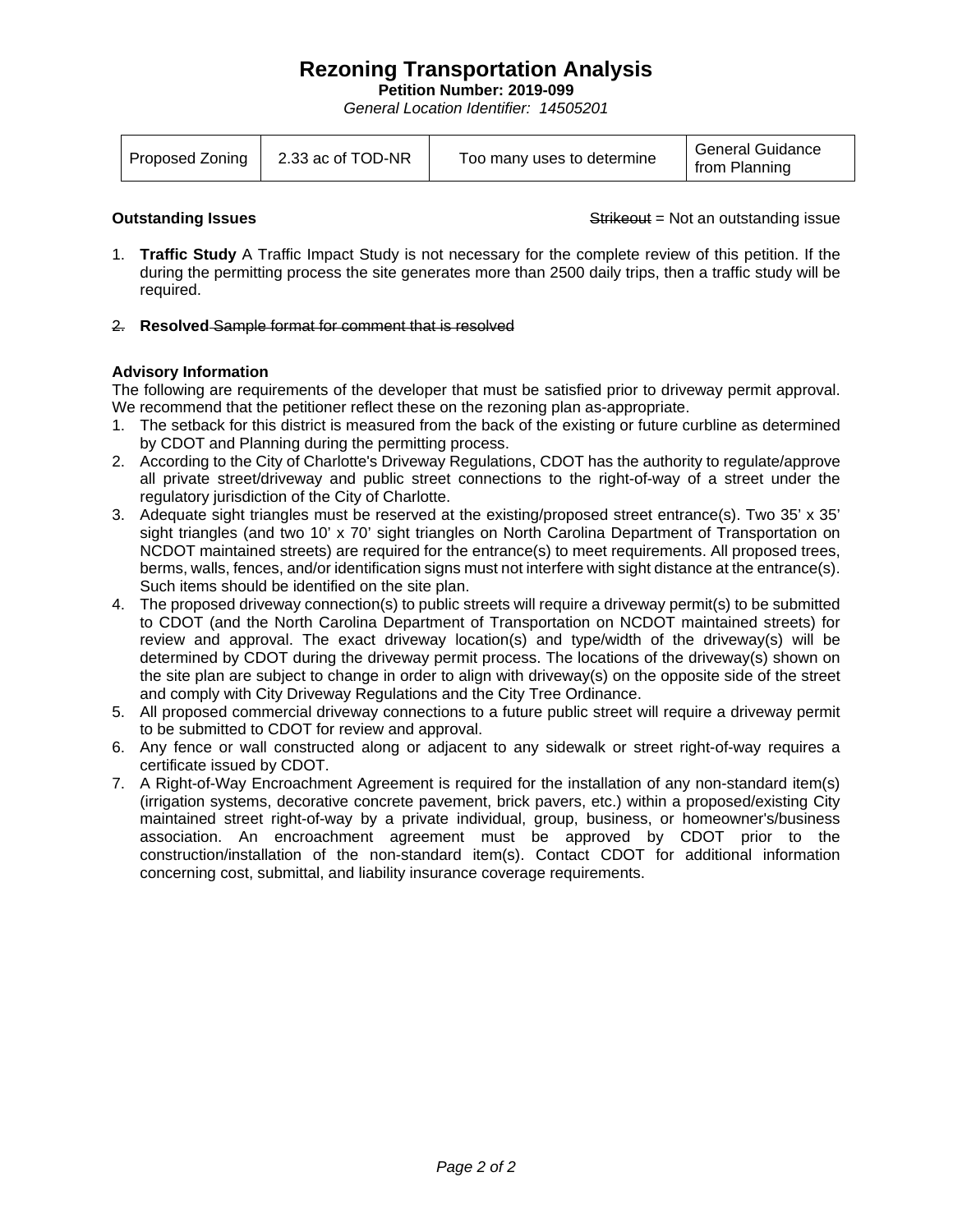# Rezoning Transportation Analysis

**Petition Number: 2019-099**

*General Location Identifier: 14505201*

| | | | |
|---|---|---|---|
| Proposed Zoning | 2.33 ac of TOD-NR | Too many uses to determine | General Guidance from Planning |

**Outstanding Issues** ~~Strikeout~~ = Not an outstanding issue

1. **Traffic Study** A Traffic Impact Study is not necessary for the complete review of this petition. If the during the permitting process the site generates more than 2500 daily trips, then a traffic study will be required.

2. ~~**Resolved** Sample format for comment that is resolved~~

**Advisory Information**

The following are requirements of the developer that must be satisfied prior to driveway permit approval. We recommend that the petitioner reflect these on the rezoning plan as-appropriate.

1. The setback for this district is measured from the back of the existing or future curbline as determined by CDOT and Planning during the permitting process.
2. According to the City of Charlotte's Driveway Regulations, CDOT has the authority to regulate/approve all private street/driveway and public street connections to the right-of-way of a street under the regulatory jurisdiction of the City of Charlotte.
3. Adequate sight triangles must be reserved at the existing/proposed street entrance(s). Two 35' x 35' sight triangles (and two 10' x 70' sight triangles on North Carolina Department of Transportation on NCDOT maintained streets) are required for the entrance(s) to meet requirements. All proposed trees, berms, walls, fences, and/or identification signs must not interfere with sight distance at the entrance(s). Such items should be identified on the site plan.
4. The proposed driveway connection(s) to public streets will require a driveway permit(s) to be submitted to CDOT (and the North Carolina Department of Transportation on NCDOT maintained streets) for review and approval. The exact driveway location(s) and type/width of the driveway(s) will be determined by CDOT during the driveway permit process. The locations of the driveway(s) shown on the site plan are subject to change in order to align with driveway(s) on the opposite side of the street and comply with City Driveway Regulations and the City Tree Ordinance.
5. All proposed commercial driveway connections to a future public street will require a driveway permit to be submitted to CDOT for review and approval.
6. Any fence or wall constructed along or adjacent to any sidewalk or street right-of-way requires a certificate issued by CDOT.
7. A Right-of-Way Encroachment Agreement is required for the installation of any non-standard item(s) (irrigation systems, decorative concrete pavement, brick pavers, etc.) within a proposed/existing City maintained street right-of-way by a private individual, group, business, or homeowner's/business association. An encroachment agreement must be approved by CDOT prior to the construction/installation of the non-standard item(s). Contact CDOT for additional information concerning cost, submittal, and liability insurance coverage requirements.